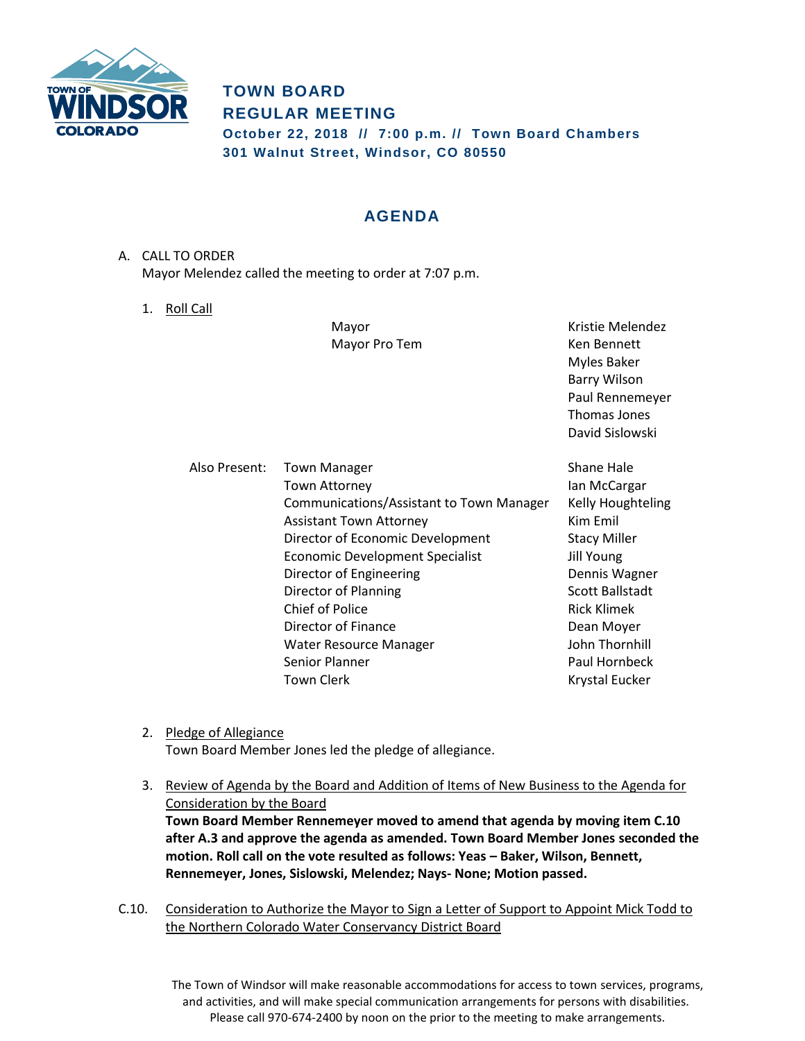# TOWN BOARD
# REGULAR MEETING

**October 22, 2018 // 7:00 p.m. // Town Board Chambers**
**301 Walnut Street, Windsor, CO 80550**

## AGENDA

A. CALL TO ORDER
Mayor Melendez called the meeting to order at 7:07 p.m.

1. Roll Call

| | |
|---|---|
| Mayor | Kristie Melendez |
| Mayor Pro Tem | Ken Bennett |
| | Myles Baker |
| | Barry Wilson |
| | Paul Rennemeyer |
| | Thomas Jones |
| | David Sislowski |

| | | |
|---|---|---|
| Also Present: | Town Manager | Shane Hale |
| | Town Attorney | Ian McCargar |
| | Communications/Assistant to Town Manager | Kelly Houghteling |
| | Assistant Town Attorney | Kim Emil |
| | Director of Economic Development | Stacy Miller |
| | Economic Development Specialist | Jill Young |
| | Director of Engineering | Dennis Wagner |
| | Director of Planning | Scott Ballstadt |
| | Chief of Police | Rick Klimek |
| | Director of Finance | Dean Moyer |
| | Water Resource Manager | John Thornhill |
| | Senior Planner | Paul Hornbeck |
| | Town Clerk | Krystal Eucker |

2. Pledge of Allegiance
Town Board Member Jones led the pledge of allegiance.

3. Review of Agenda by the Board and Addition of Items of New Business to the Agenda for Consideration by the Board
**Town Board Member Rennemeyer moved to amend that agenda by moving item C.10 after A.3 and approve the agenda as amended. Town Board Member Jones seconded the motion. Roll call on the vote resulted as follows: Yeas – Baker, Wilson, Bennett, Rennemeyer, Jones, Sislowski, Melendez; Nays- None; Motion passed.**

C.10. Consideration to Authorize the Mayor to Sign a Letter of Support to Appoint Mick Todd to the Northern Colorado Water Conservancy District Board

The Town of Windsor will make reasonable accommodations for access to town services, programs, and activities, and will make special communication arrangements for persons with disabilities. Please call 970-674-2400 by noon on the prior to the meeting to make arrangements.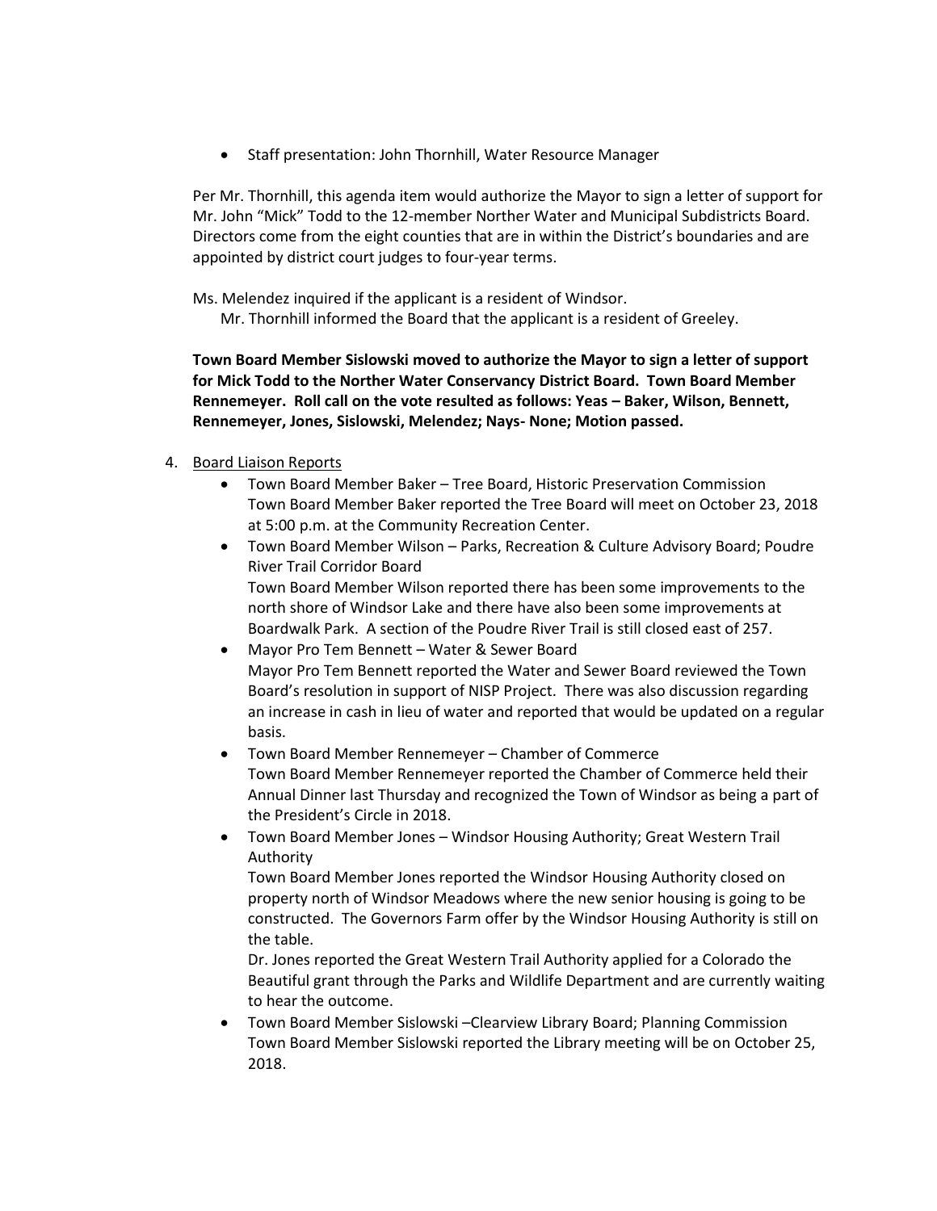- Staff presentation: John Thornhill, Water Resource Manager

Per Mr. Thornhill, this agenda item would authorize the Mayor to sign a letter of support for Mr. John "Mick" Todd to the 12-member Norther Water and Municipal Subdistricts Board. Directors come from the eight counties that are in within the District's boundaries and are appointed by district court judges to four-year terms.

Ms. Melendez inquired if the applicant is a resident of Windsor.
Mr. Thornhill informed the Board that the applicant is a resident of Greeley.

**Town Board Member Sislowski moved to authorize the Mayor to sign a letter of support for Mick Todd to the Norther Water Conservancy District Board. Town Board Member Rennemeyer. Roll call on the vote resulted as follows: Yeas – Baker, Wilson, Bennett, Rennemeyer, Jones, Sislowski, Melendez; Nays- None; Motion passed.**

4. Board Liaison Reports
   - Town Board Member Baker – Tree Board, Historic Preservation Commission
     Town Board Member Baker reported the Tree Board will meet on October 23, 2018 at 5:00 p.m. at the Community Recreation Center.
   - Town Board Member Wilson – Parks, Recreation & Culture Advisory Board; Poudre River Trail Corridor Board
     Town Board Member Wilson reported there has been some improvements to the north shore of Windsor Lake and there have also been some improvements at Boardwalk Park. A section of the Poudre River Trail is still closed east of 257.
   - Mayor Pro Tem Bennett – Water & Sewer Board
     Mayor Pro Tem Bennett reported the Water and Sewer Board reviewed the Town Board's resolution in support of NISP Project. There was also discussion regarding an increase in cash in lieu of water and reported that would be updated on a regular basis.
   - Town Board Member Rennemeyer – Chamber of Commerce
     Town Board Member Rennemeyer reported the Chamber of Commerce held their Annual Dinner last Thursday and recognized the Town of Windsor as being a part of the President's Circle in 2018.
   - Town Board Member Jones – Windsor Housing Authority; Great Western Trail Authority
     Town Board Member Jones reported the Windsor Housing Authority closed on property north of Windsor Meadows where the new senior housing is going to be constructed. The Governors Farm offer by the Windsor Housing Authority is still on the table.
     Dr. Jones reported the Great Western Trail Authority applied for a Colorado the Beautiful grant through the Parks and Wildlife Department and are currently waiting to hear the outcome.
   - Town Board Member Sislowski –Clearview Library Board; Planning Commission
     Town Board Member Sislowski reported the Library meeting will be on October 25, 2018.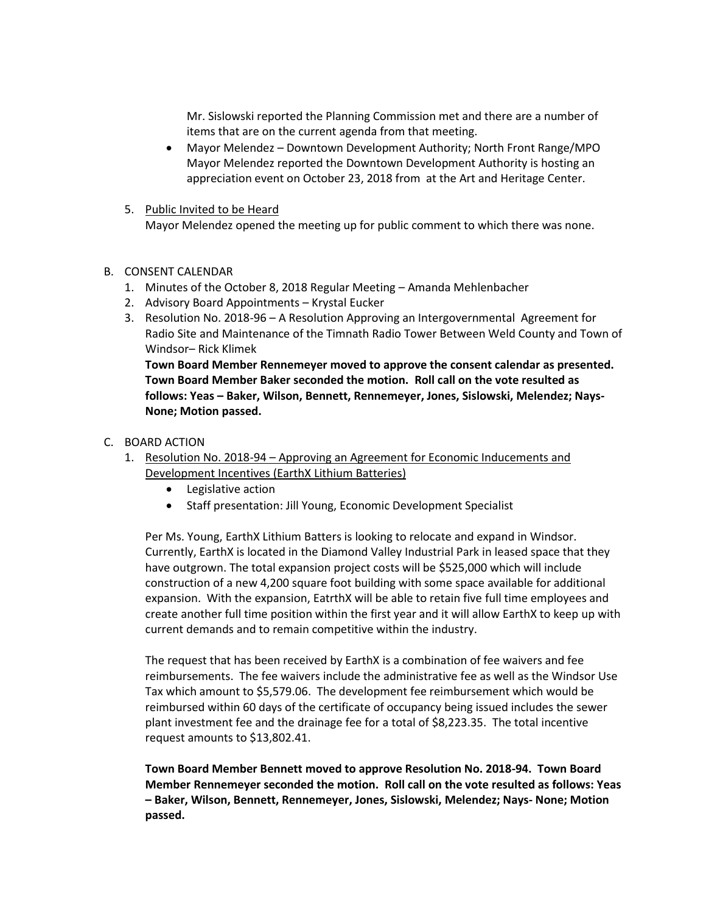Mr. Sislowski reported the Planning Commission met and there are a number of items that are on the current agenda from that meeting.

- Mayor Melendez – Downtown Development Authority; North Front Range/MPO
  Mayor Melendez reported the Downtown Development Authority is hosting an appreciation event on October 23, 2018 from  at the Art and Heritage Center.

5. Public Invited to be Heard

   Mayor Melendez opened the meeting up for public comment to which there was none.

B. CONSENT CALENDAR
   1. Minutes of the October 8, 2018 Regular Meeting – Amanda Mehlenbacher
   2. Advisory Board Appointments – Krystal Eucker
   3. Resolution No. 2018-96 – A Resolution Approving an Intergovernmental Agreement for Radio Site and Maintenance of the Timnath Radio Tower Between Weld County and Town of Windsor– Rick Klimek

   **Town Board Member Rennemeyer moved to approve the consent calendar as presented. Town Board Member Baker seconded the motion. Roll call on the vote resulted as follows: Yeas – Baker, Wilson, Bennett, Rennemeyer, Jones, Sislowski, Melendez; Nays- None; Motion passed.**

C. BOARD ACTION
   1. Resolution No. 2018-94 – Approving an Agreement for Economic Inducements and Development Incentives (EarthX Lithium Batteries)
      - Legislative action
      - Staff presentation: Jill Young, Economic Development Specialist

   Per Ms. Young, EarthX Lithium Batters is looking to relocate and expand in Windsor. Currently, EarthX is located in the Diamond Valley Industrial Park in leased space that they have outgrown. The total expansion project costs will be $525,000 which will include construction of a new 4,200 square foot building with some space available for additional expansion. With the expansion, EatrthX will be able to retain five full time employees and create another full time position within the first year and it will allow EarthX to keep up with current demands and to remain competitive within the industry.

   The request that has been received by EarthX is a combination of fee waivers and fee reimbursements. The fee waivers include the administrative fee as well as the Windsor Use Tax which amount to $5,579.06. The development fee reimbursement which would be reimbursed within 60 days of the certificate of occupancy being issued includes the sewer plant investment fee and the drainage fee for a total of $8,223.35. The total incentive request amounts to $13,802.41.

   **Town Board Member Bennett moved to approve Resolution No. 2018-94. Town Board Member Rennemeyer seconded the motion. Roll call on the vote resulted as follows: Yeas – Baker, Wilson, Bennett, Rennemeyer, Jones, Sislowski, Melendez; Nays- None; Motion passed.**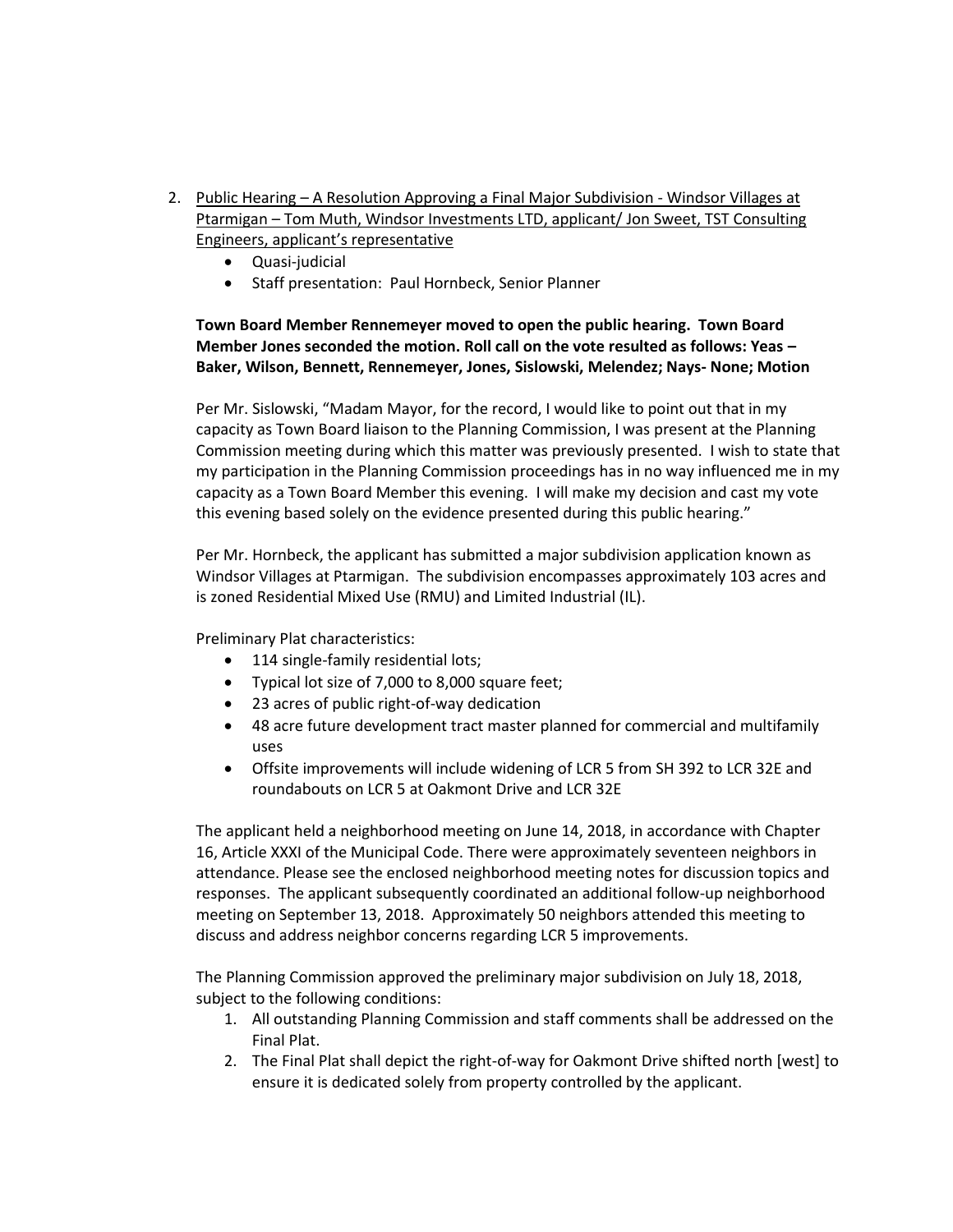2. <u>Public Hearing – A Resolution Approving a Final Major Subdivision - Windsor Villages at Ptarmigan – Tom Muth, Windsor Investments LTD, applicant/ Jon Sweet, TST Consulting Engineers, applicant's representative</u>
   - Quasi-judicial
   - Staff presentation: Paul Hornbeck, Senior Planner

   **Town Board Member Rennemeyer moved to open the public hearing. Town Board Member Jones seconded the motion. Roll call on the vote resulted as follows: Yeas – Baker, Wilson, Bennett, Rennemeyer, Jones, Sislowski, Melendez; Nays- None; Motion**

   Per Mr. Sislowski, "Madam Mayor, for the record, I would like to point out that in my capacity as Town Board liaison to the Planning Commission, I was present at the Planning Commission meeting during which this matter was previously presented. I wish to state that my participation in the Planning Commission proceedings has in no way influenced me in my capacity as a Town Board Member this evening. I will make my decision and cast my vote this evening based solely on the evidence presented during this public hearing."

   Per Mr. Hornbeck, the applicant has submitted a major subdivision application known as Windsor Villages at Ptarmigan. The subdivision encompasses approximately 103 acres and is zoned Residential Mixed Use (RMU) and Limited Industrial (IL).

   Preliminary Plat characteristics:
   - 114 single-family residential lots;
   - Typical lot size of 7,000 to 8,000 square feet;
   - 23 acres of public right-of-way dedication
   - 48 acre future development tract master planned for commercial and multifamily uses
   - Offsite improvements will include widening of LCR 5 from SH 392 to LCR 32E and roundabouts on LCR 5 at Oakmont Drive and LCR 32E

   The applicant held a neighborhood meeting on June 14, 2018, in accordance with Chapter 16, Article XXXI of the Municipal Code. There were approximately seventeen neighbors in attendance. Please see the enclosed neighborhood meeting notes for discussion topics and responses. The applicant subsequently coordinated an additional follow-up neighborhood meeting on September 13, 2018. Approximately 50 neighbors attended this meeting to discuss and address neighbor concerns regarding LCR 5 improvements.

   The Planning Commission approved the preliminary major subdivision on July 18, 2018, subject to the following conditions:
   1. All outstanding Planning Commission and staff comments shall be addressed on the Final Plat.
   2. The Final Plat shall depict the right-of-way for Oakmont Drive shifted north [west] to ensure it is dedicated solely from property controlled by the applicant.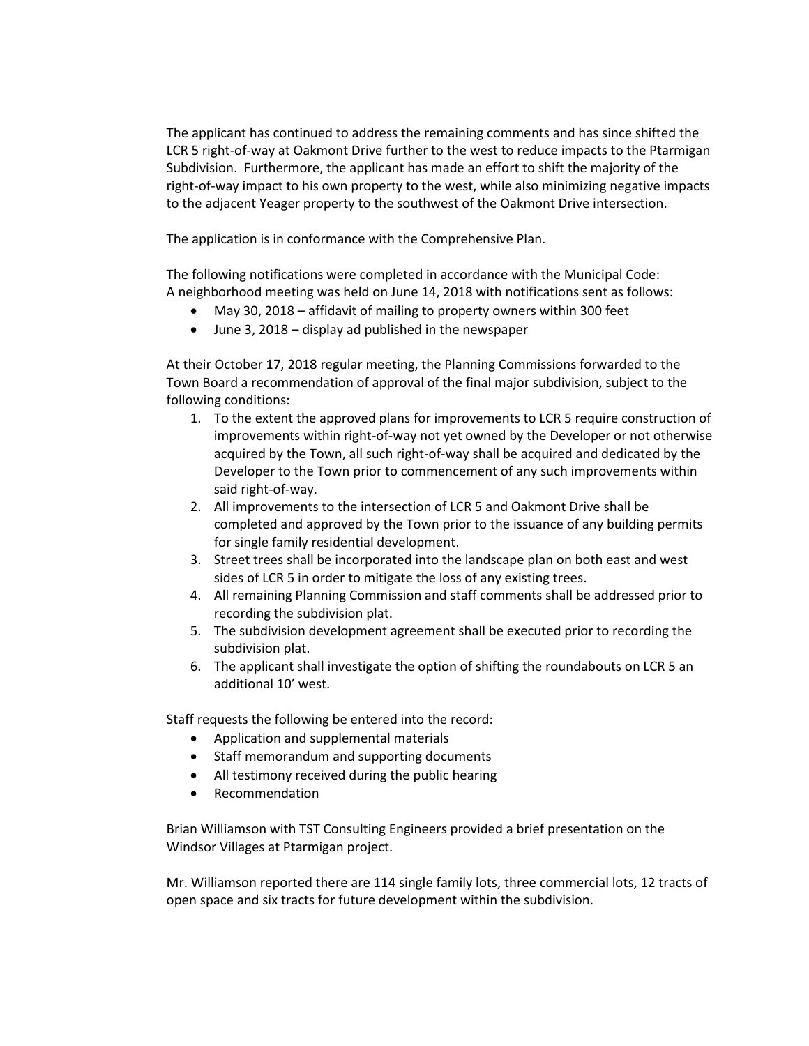The applicant has continued to address the remaining comments and has since shifted the LCR 5 right-of-way at Oakmont Drive further to the west to reduce impacts to the Ptarmigan Subdivision. Furthermore, the applicant has made an effort to shift the majority of the right-of-way impact to his own property to the west, while also minimizing negative impacts to the adjacent Yeager property to the southwest of the Oakmont Drive intersection.

The application is in conformance with the Comprehensive Plan.

The following notifications were completed in accordance with the Municipal Code:
A neighborhood meeting was held on June 14, 2018 with notifications sent as follows:

- May 30, 2018 – affidavit of mailing to property owners within 300 feet
- June 3, 2018 – display ad published in the newspaper

At their October 17, 2018 regular meeting, the Planning Commissions forwarded to the Town Board a recommendation of approval of the final major subdivision, subject to the following conditions:

1. To the extent the approved plans for improvements to LCR 5 require construction of improvements within right-of-way not yet owned by the Developer or not otherwise acquired by the Town, all such right-of-way shall be acquired and dedicated by the Developer to the Town prior to commencement of any such improvements within said right-of-way.
2. All improvements to the intersection of LCR 5 and Oakmont Drive shall be completed and approved by the Town prior to the issuance of any building permits for single family residential development.
3. Street trees shall be incorporated into the landscape plan on both east and west sides of LCR 5 in order to mitigate the loss of any existing trees.
4. All remaining Planning Commission and staff comments shall be addressed prior to recording the subdivision plat.
5. The subdivision development agreement shall be executed prior to recording the subdivision plat.
6. The applicant shall investigate the option of shifting the roundabouts on LCR 5 an additional 10' west.

Staff requests the following be entered into the record:

- Application and supplemental materials
- Staff memorandum and supporting documents
- All testimony received during the public hearing
- Recommendation

Brian Williamson with TST Consulting Engineers provided a brief presentation on the Windsor Villages at Ptarmigan project.

Mr. Williamson reported there are 114 single family lots, three commercial lots, 12 tracts of open space and six tracts for future development within the subdivision.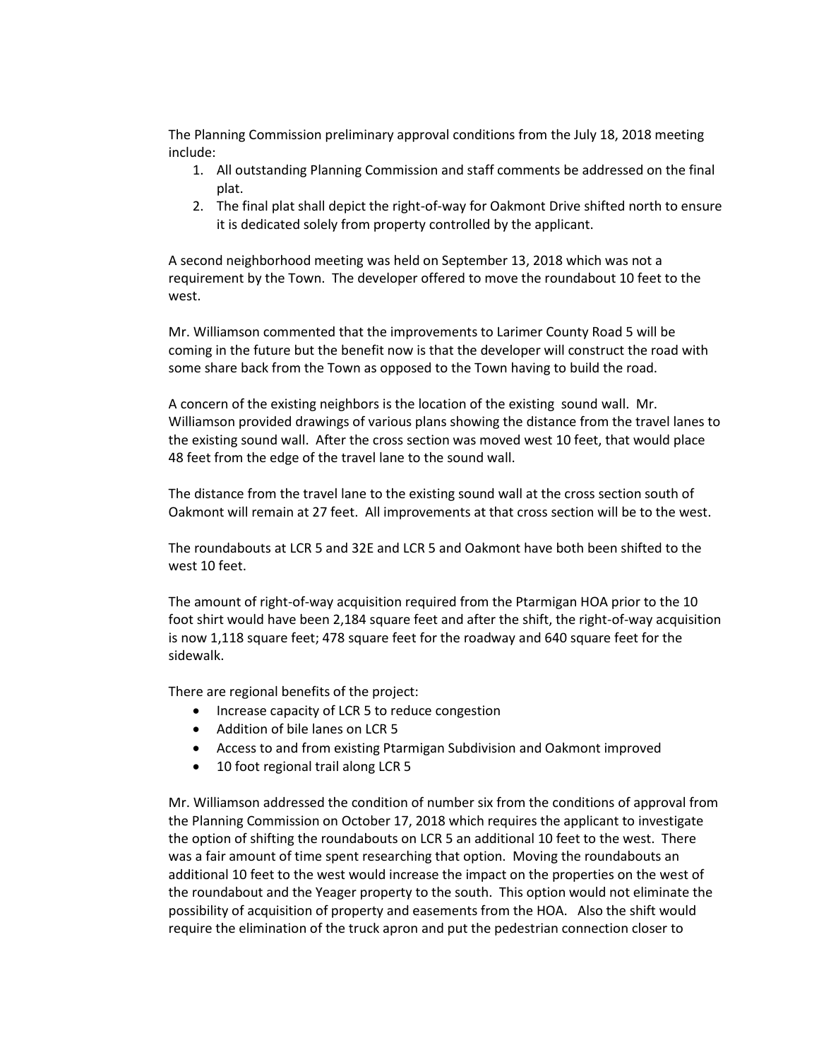The Planning Commission preliminary approval conditions from the July 18, 2018 meeting include:

1. All outstanding Planning Commission and staff comments be addressed on the final plat.
2. The final plat shall depict the right-of-way for Oakmont Drive shifted north to ensure it is dedicated solely from property controlled by the applicant.

A second neighborhood meeting was held on September 13, 2018 which was not a requirement by the Town. The developer offered to move the roundabout 10 feet to the west.

Mr. Williamson commented that the improvements to Larimer County Road 5 will be coming in the future but the benefit now is that the developer will construct the road with some share back from the Town as opposed to the Town having to build the road.

A concern of the existing neighbors is the location of the existing sound wall. Mr. Williamson provided drawings of various plans showing the distance from the travel lanes to the existing sound wall. After the cross section was moved west 10 feet, that would place 48 feet from the edge of the travel lane to the sound wall.

The distance from the travel lane to the existing sound wall at the cross section south of Oakmont will remain at 27 feet. All improvements at that cross section will be to the west.

The roundabouts at LCR 5 and 32E and LCR 5 and Oakmont have both been shifted to the west 10 feet.

The amount of right-of-way acquisition required from the Ptarmigan HOA prior to the 10 foot shirt would have been 2,184 square feet and after the shift, the right-of-way acquisition is now 1,118 square feet; 478 square feet for the roadway and 640 square feet for the sidewalk.

There are regional benefits of the project:

- Increase capacity of LCR 5 to reduce congestion
- Addition of bile lanes on LCR 5
- Access to and from existing Ptarmigan Subdivision and Oakmont improved
- 10 foot regional trail along LCR 5

Mr. Williamson addressed the condition of number six from the conditions of approval from the Planning Commission on October 17, 2018 which requires the applicant to investigate the option of shifting the roundabouts on LCR 5 an additional 10 feet to the west. There was a fair amount of time spent researching that option. Moving the roundabouts an additional 10 feet to the west would increase the impact on the properties on the west of the roundabout and the Yeager property to the south. This option would not eliminate the possibility of acquisition of property and easements from the HOA. Also the shift would require the elimination of the truck apron and put the pedestrian connection closer to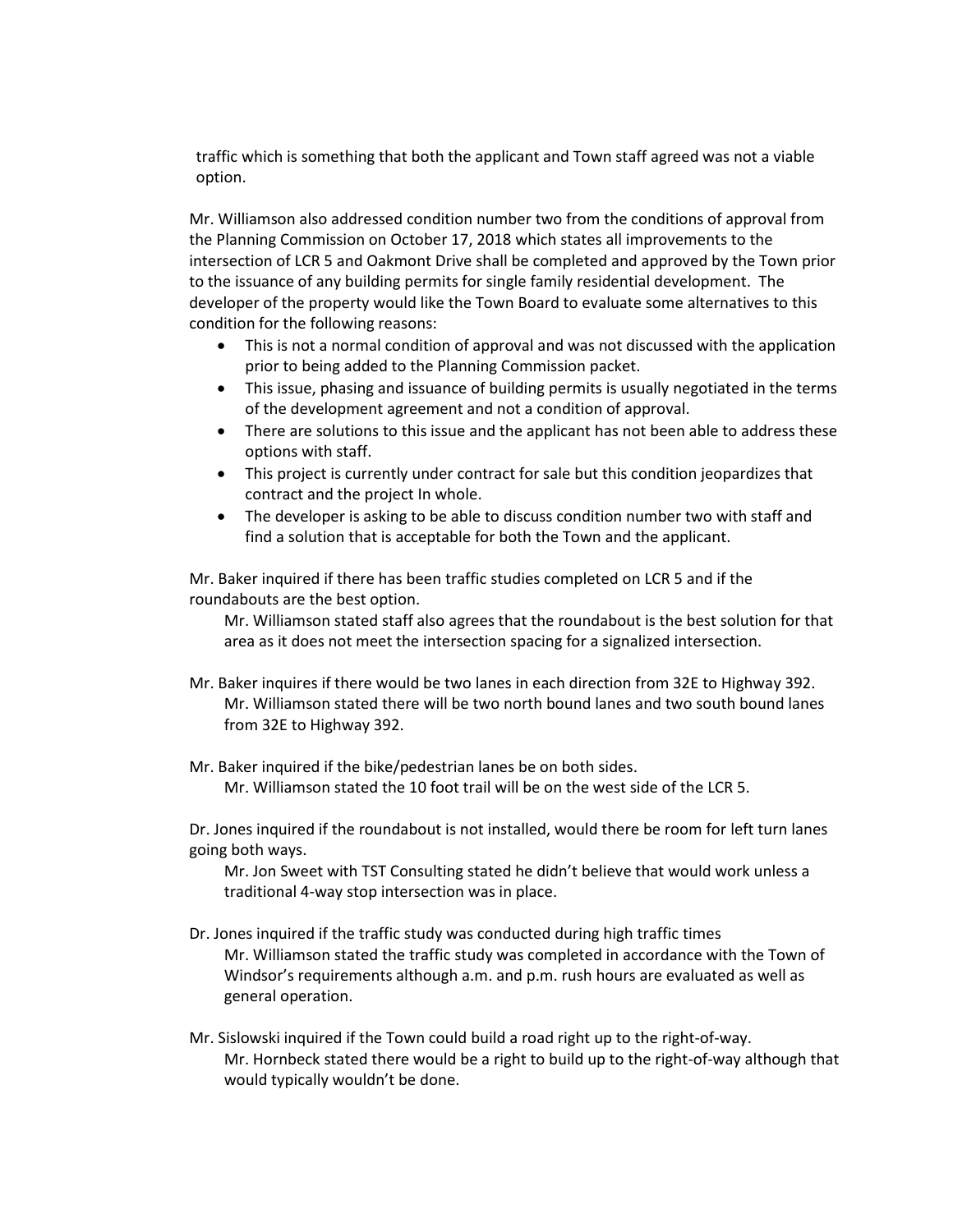traffic which is something that both the applicant and Town staff agreed was not a viable option.

Mr. Williamson also addressed condition number two from the conditions of approval from the Planning Commission on October 17, 2018 which states all improvements to the intersection of LCR 5 and Oakmont Drive shall be completed and approved by the Town prior to the issuance of any building permits for single family residential development. The developer of the property would like the Town Board to evaluate some alternatives to this condition for the following reasons:

- This is not a normal condition of approval and was not discussed with the application prior to being added to the Planning Commission packet.
- This issue, phasing and issuance of building permits is usually negotiated in the terms of the development agreement and not a condition of approval.
- There are solutions to this issue and the applicant has not been able to address these options with staff.
- This project is currently under contract for sale but this condition jeopardizes that contract and the project In whole.
- The developer is asking to be able to discuss condition number two with staff and find a solution that is acceptable for both the Town and the applicant.

Mr. Baker inquired if there has been traffic studies completed on LCR 5 and if the roundabouts are the best option.

> Mr. Williamson stated staff also agrees that the roundabout is the best solution for that area as it does not meet the intersection spacing for a signalized intersection.

Mr. Baker inquires if there would be two lanes in each direction from 32E to Highway 392.

> Mr. Williamson stated there will be two north bound lanes and two south bound lanes from 32E to Highway 392.

Mr. Baker inquired if the bike/pedestrian lanes be on both sides.

> Mr. Williamson stated the 10 foot trail will be on the west side of the LCR 5.

Dr. Jones inquired if the roundabout is not installed, would there be room for left turn lanes going both ways.

> Mr. Jon Sweet with TST Consulting stated he didn't believe that would work unless a traditional 4-way stop intersection was in place.

Dr. Jones inquired if the traffic study was conducted during high traffic times

> Mr. Williamson stated the traffic study was completed in accordance with the Town of Windsor's requirements although a.m. and p.m. rush hours are evaluated as well as general operation.

Mr. Sislowski inquired if the Town could build a road right up to the right-of-way.

> Mr. Hornbeck stated there would be a right to build up to the right-of-way although that would typically wouldn't be done.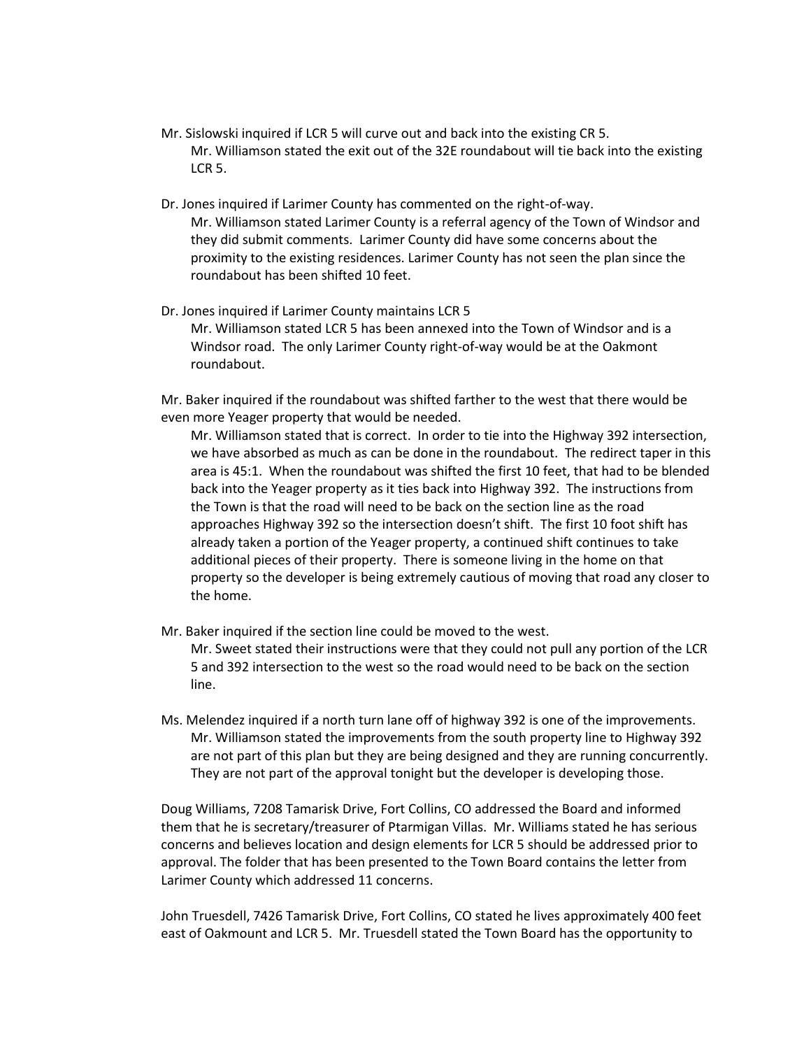Mr. Sislowski inquired if LCR 5 will curve out and back into the existing CR 5.

> Mr. Williamson stated the exit out of the 32E roundabout will tie back into the existing LCR 5.

Dr. Jones inquired if Larimer County has commented on the right-of-way.

> Mr. Williamson stated Larimer County is a referral agency of the Town of Windsor and they did submit comments. Larimer County did have some concerns about the proximity to the existing residences. Larimer County has not seen the plan since the roundabout has been shifted 10 feet.

Dr. Jones inquired if Larimer County maintains LCR 5

> Mr. Williamson stated LCR 5 has been annexed into the Town of Windsor and is a Windsor road. The only Larimer County right-of-way would be at the Oakmont roundabout.

Mr. Baker inquired if the roundabout was shifted farther to the west that there would be even more Yeager property that would be needed.

> Mr. Williamson stated that is correct. In order to tie into the Highway 392 intersection, we have absorbed as much as can be done in the roundabout. The redirect taper in this area is 45:1. When the roundabout was shifted the first 10 feet, that had to be blended back into the Yeager property as it ties back into Highway 392. The instructions from the Town is that the road will need to be back on the section line as the road approaches Highway 392 so the intersection doesn't shift. The first 10 foot shift has already taken a portion of the Yeager property, a continued shift continues to take additional pieces of their property. There is someone living in the home on that property so the developer is being extremely cautious of moving that road any closer to the home.

Mr. Baker inquired if the section line could be moved to the west.

> Mr. Sweet stated their instructions were that they could not pull any portion of the LCR 5 and 392 intersection to the west so the road would need to be back on the section line.

Ms. Melendez inquired if a north turn lane off of highway 392 is one of the improvements.

> Mr. Williamson stated the improvements from the south property line to Highway 392 are not part of this plan but they are being designed and they are running concurrently. They are not part of the approval tonight but the developer is developing those.

Doug Williams, 7208 Tamarisk Drive, Fort Collins, CO addressed the Board and informed them that he is secretary/treasurer of Ptarmigan Villas. Mr. Williams stated he has serious concerns and believes location and design elements for LCR 5 should be addressed prior to approval. The folder that has been presented to the Town Board contains the letter from Larimer County which addressed 11 concerns.

John Truesdell, 7426 Tamarisk Drive, Fort Collins, CO stated he lives approximately 400 feet east of Oakmount and LCR 5. Mr. Truesdell stated the Town Board has the opportunity to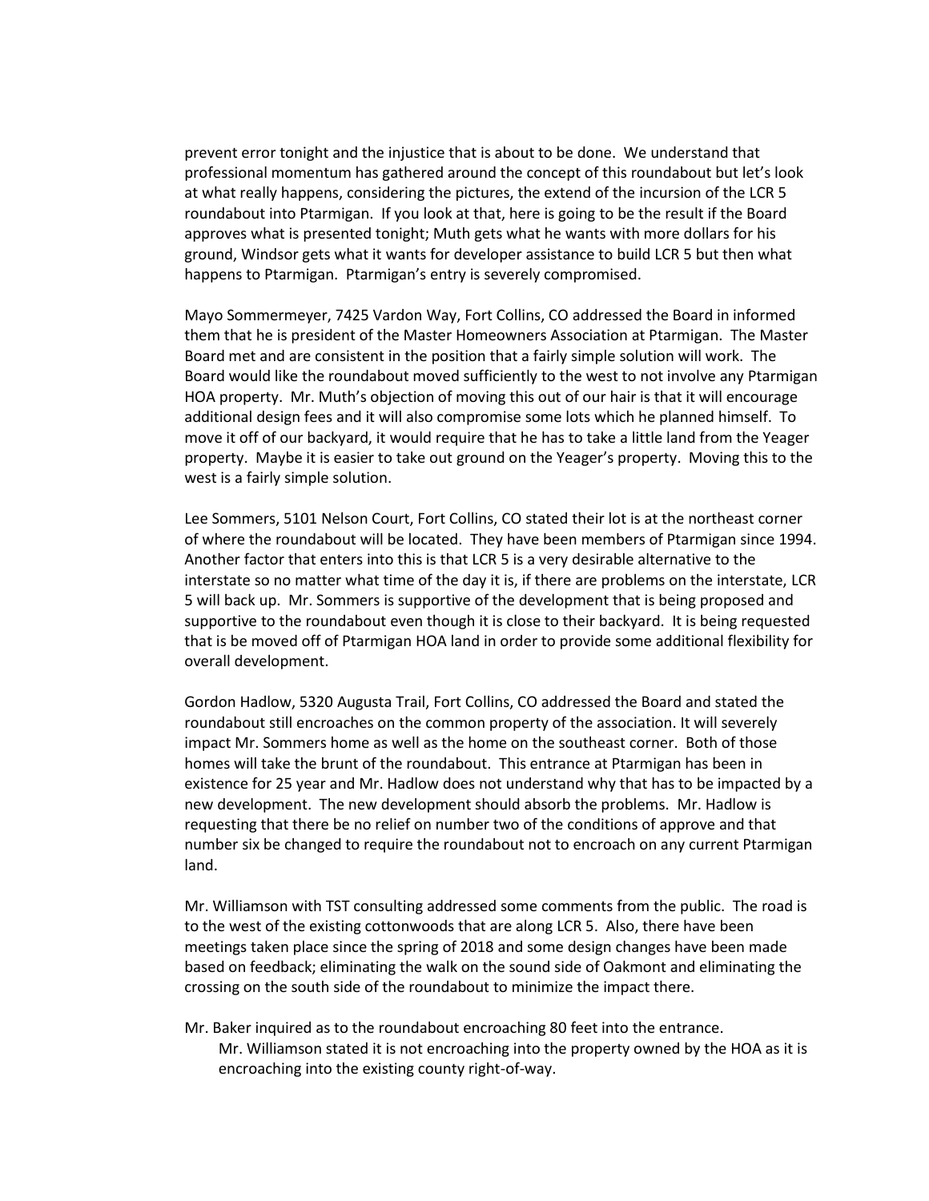prevent error tonight and the injustice that is about to be done. We understand that professional momentum has gathered around the concept of this roundabout but let's look at what really happens, considering the pictures, the extend of the incursion of the LCR 5 roundabout into Ptarmigan. If you look at that, here is going to be the result if the Board approves what is presented tonight; Muth gets what he wants with more dollars for his ground, Windsor gets what it wants for developer assistance to build LCR 5 but then what happens to Ptarmigan. Ptarmigan's entry is severely compromised.

Mayo Sommermeyer, 7425 Vardon Way, Fort Collins, CO addressed the Board in informed them that he is president of the Master Homeowners Association at Ptarmigan. The Master Board met and are consistent in the position that a fairly simple solution will work. The Board would like the roundabout moved sufficiently to the west to not involve any Ptarmigan HOA property. Mr. Muth's objection of moving this out of our hair is that it will encourage additional design fees and it will also compromise some lots which he planned himself. To move it off of our backyard, it would require that he has to take a little land from the Yeager property. Maybe it is easier to take out ground on the Yeager's property. Moving this to the west is a fairly simple solution.

Lee Sommers, 5101 Nelson Court, Fort Collins, CO stated their lot is at the northeast corner of where the roundabout will be located. They have been members of Ptarmigan since 1994. Another factor that enters into this is that LCR 5 is a very desirable alternative to the interstate so no matter what time of the day it is, if there are problems on the interstate, LCR 5 will back up. Mr. Sommers is supportive of the development that is being proposed and supportive to the roundabout even though it is close to their backyard. It is being requested that is be moved off of Ptarmigan HOA land in order to provide some additional flexibility for overall development.

Gordon Hadlow, 5320 Augusta Trail, Fort Collins, CO addressed the Board and stated the roundabout still encroaches on the common property of the association. It will severely impact Mr. Sommers home as well as the home on the southeast corner. Both of those homes will take the brunt of the roundabout. This entrance at Ptarmigan has been in existence for 25 year and Mr. Hadlow does not understand why that has to be impacted by a new development. The new development should absorb the problems. Mr. Hadlow is requesting that there be no relief on number two of the conditions of approve and that number six be changed to require the roundabout not to encroach on any current Ptarmigan land.

Mr. Williamson with TST consulting addressed some comments from the public. The road is to the west of the existing cottonwoods that are along LCR 5. Also, there have been meetings taken place since the spring of 2018 and some design changes have been made based on feedback; eliminating the walk on the sound side of Oakmont and eliminating the crossing on the south side of the roundabout to minimize the impact there.

Mr. Baker inquired as to the roundabout encroaching 80 feet into the entrance.

> Mr. Williamson stated it is not encroaching into the property owned by the HOA as it is encroaching into the existing county right-of-way.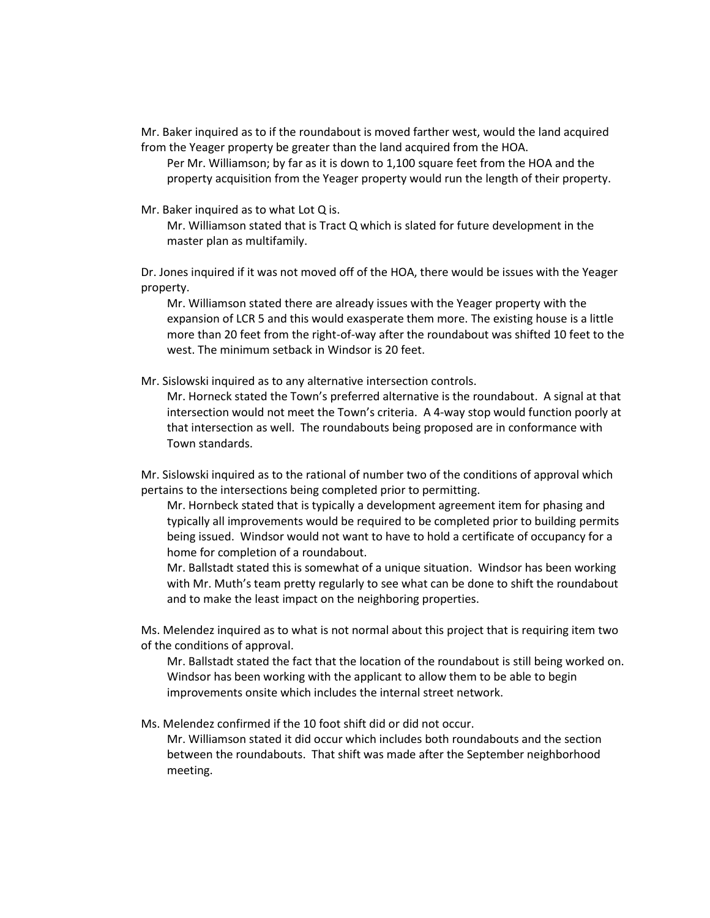Mr. Baker inquired as to if the roundabout is moved farther west, would the land acquired from the Yeager property be greater than the land acquired from the HOA.

> Per Mr. Williamson; by far as it is down to 1,100 square feet from the HOA and the property acquisition from the Yeager property would run the length of their property.

Mr. Baker inquired as to what Lot Q is.

> Mr. Williamson stated that is Tract Q which is slated for future development in the master plan as multifamily.

Dr. Jones inquired if it was not moved off of the HOA, there would be issues with the Yeager property.

> Mr. Williamson stated there are already issues with the Yeager property with the expansion of LCR 5 and this would exasperate them more. The existing house is a little more than 20 feet from the right-of-way after the roundabout was shifted 10 feet to the west. The minimum setback in Windsor is 20 feet.

Mr. Sislowski inquired as to any alternative intersection controls.

> Mr. Horneck stated the Town's preferred alternative is the roundabout. A signal at that intersection would not meet the Town's criteria. A 4-way stop would function poorly at that intersection as well. The roundabouts being proposed are in conformance with Town standards.

Mr. Sislowski inquired as to the rational of number two of the conditions of approval which pertains to the intersections being completed prior to permitting.

> Mr. Hornbeck stated that is typically a development agreement item for phasing and typically all improvements would be required to be completed prior to building permits being issued. Windsor would not want to have to hold a certificate of occupancy for a home for completion of a roundabout.
>
> Mr. Ballstadt stated this is somewhat of a unique situation. Windsor has been working with Mr. Muth's team pretty regularly to see what can be done to shift the roundabout and to make the least impact on the neighboring properties.

Ms. Melendez inquired as to what is not normal about this project that is requiring item two of the conditions of approval.

> Mr. Ballstadt stated the fact that the location of the roundabout is still being worked on. Windsor has been working with the applicant to allow them to be able to begin improvements onsite which includes the internal street network.

Ms. Melendez confirmed if the 10 foot shift did or did not occur.

> Mr. Williamson stated it did occur which includes both roundabouts and the section between the roundabouts. That shift was made after the September neighborhood meeting.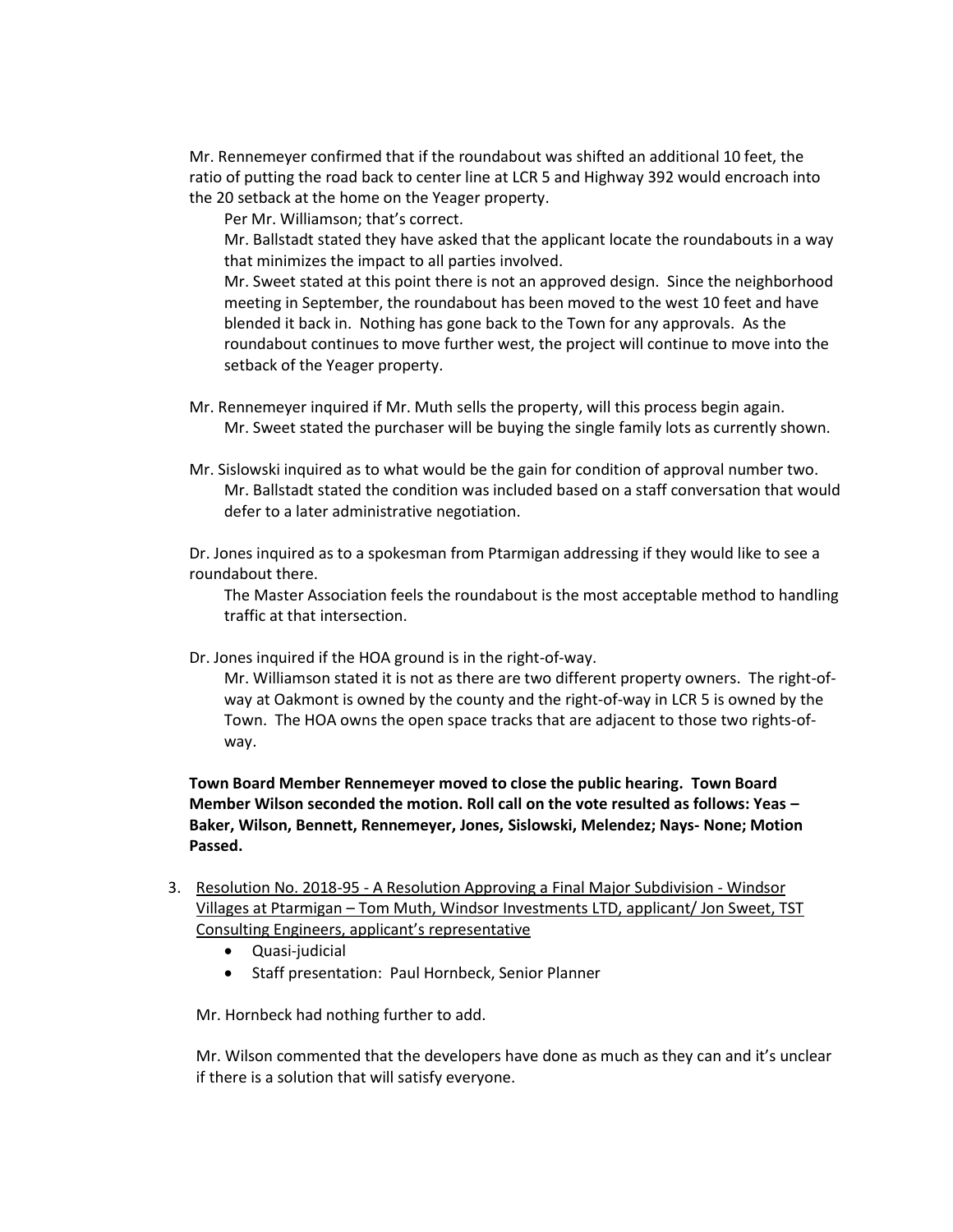Mr. Rennemeyer confirmed that if the roundabout was shifted an additional 10 feet, the ratio of putting the road back to center line at LCR 5 and Highway 392 would encroach into the 20 setback at the home on the Yeager property.

Per Mr. Williamson; that's correct.

Mr. Ballstadt stated they have asked that the applicant locate the roundabouts in a way that minimizes the impact to all parties involved.

Mr. Sweet stated at this point there is not an approved design. Since the neighborhood meeting in September, the roundabout has been moved to the west 10 feet and have blended it back in. Nothing has gone back to the Town for any approvals. As the roundabout continues to move further west, the project will continue to move into the setback of the Yeager property.

Mr. Rennemeyer inquired if Mr. Muth sells the property, will this process begin again.

Mr. Sweet stated the purchaser will be buying the single family lots as currently shown.

Mr. Sislowski inquired as to what would be the gain for condition of approval number two.

Mr. Ballstadt stated the condition was included based on a staff conversation that would defer to a later administrative negotiation.

Dr. Jones inquired as to a spokesman from Ptarmigan addressing if they would like to see a roundabout there.

The Master Association feels the roundabout is the most acceptable method to handling traffic at that intersection.

Dr. Jones inquired if the HOA ground is in the right-of-way.

Mr. Williamson stated it is not as there are two different property owners. The right-of-way at Oakmont is owned by the county and the right-of-way in LCR 5 is owned by the Town. The HOA owns the open space tracks that are adjacent to those two rights-of-way.

**Town Board Member Rennemeyer moved to close the public hearing. Town Board Member Wilson seconded the motion. Roll call on the vote resulted as follows: Yeas – Baker, Wilson, Bennett, Rennemeyer, Jones, Sislowski, Melendez; Nays- None; Motion Passed.**

3. Resolution No. 2018-95 - A Resolution Approving a Final Major Subdivision - Windsor Villages at Ptarmigan – Tom Muth, Windsor Investments LTD, applicant/ Jon Sweet, TST Consulting Engineers, applicant's representative
   - Quasi-judicial
   - Staff presentation: Paul Hornbeck, Senior Planner

   Mr. Hornbeck had nothing further to add.

   Mr. Wilson commented that the developers have done as much as they can and it's unclear if there is a solution that will satisfy everyone.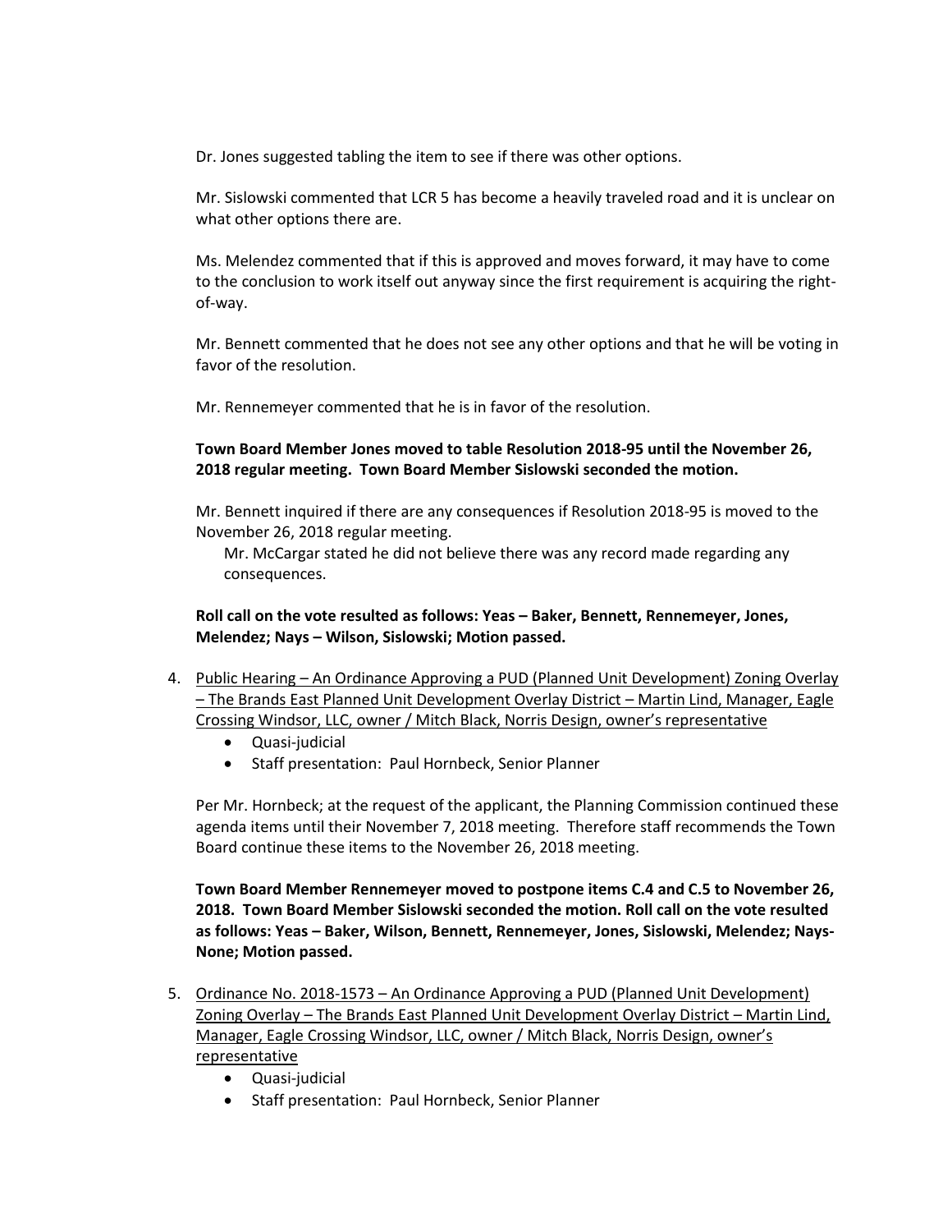Dr. Jones suggested tabling the item to see if there was other options.

Mr. Sislowski commented that LCR 5 has become a heavily traveled road and it is unclear on what other options there are.

Ms. Melendez commented that if this is approved and moves forward, it may have to come to the conclusion to work itself out anyway since the first requirement is acquiring the right-of-way.

Mr. Bennett commented that he does not see any other options and that he will be voting in favor of the resolution.

Mr. Rennemeyer commented that he is in favor of the resolution.

**Town Board Member Jones moved to table Resolution 2018-95 until the November 26, 2018 regular meeting. Town Board Member Sislowski seconded the motion.**

Mr. Bennett inquired if there are any consequences if Resolution 2018-95 is moved to the November 26, 2018 regular meeting.

Mr. McCargar stated he did not believe there was any record made regarding any consequences.

**Roll call on the vote resulted as follows: Yeas – Baker, Bennett, Rennemeyer, Jones, Melendez; Nays – Wilson, Sislowski; Motion passed.**

4. Public Hearing – An Ordinance Approving a PUD (Planned Unit Development) Zoning Overlay – The Brands East Planned Unit Development Overlay District – Martin Lind, Manager, Eagle Crossing Windsor, LLC, owner / Mitch Black, Norris Design, owner's representative
   - Quasi-judicial
   - Staff presentation: Paul Hornbeck, Senior Planner

   Per Mr. Hornbeck; at the request of the applicant, the Planning Commission continued these agenda items until their November 7, 2018 meeting. Therefore staff recommends the Town Board continue these items to the November 26, 2018 meeting.

   **Town Board Member Rennemeyer moved to postpone items C.4 and C.5 to November 26, 2018. Town Board Member Sislowski seconded the motion. Roll call on the vote resulted as follows: Yeas – Baker, Wilson, Bennett, Rennemeyer, Jones, Sislowski, Melendez; Nays-None; Motion passed.**

5. Ordinance No. 2018-1573 – An Ordinance Approving a PUD (Planned Unit Development) Zoning Overlay – The Brands East Planned Unit Development Overlay District – Martin Lind, Manager, Eagle Crossing Windsor, LLC, owner / Mitch Black, Norris Design, owner's representative
   - Quasi-judicial
   - Staff presentation: Paul Hornbeck, Senior Planner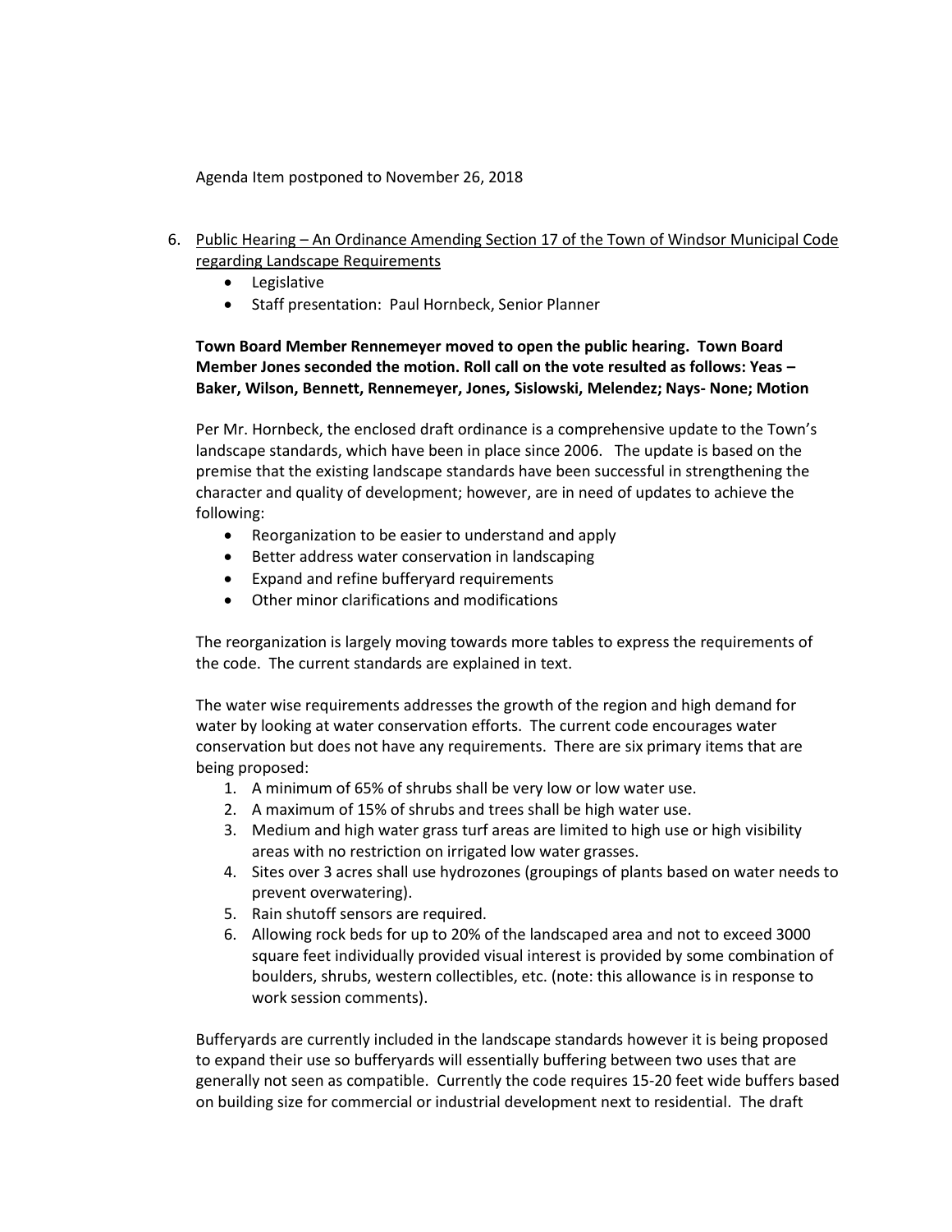Agenda Item postponed to November 26, 2018

6. <u>Public Hearing – An Ordinance Amending Section 17 of the Town of Windsor Municipal Code regarding Landscape Requirements</u>
   - Legislative
   - Staff presentation: Paul Hornbeck, Senior Planner

   **Town Board Member Rennemeyer moved to open the public hearing. Town Board Member Jones seconded the motion. Roll call on the vote resulted as follows: Yeas – Baker, Wilson, Bennett, Rennemeyer, Jones, Sislowski, Melendez; Nays- None; Motion**

   Per Mr. Hornbeck, the enclosed draft ordinance is a comprehensive update to the Town's landscape standards, which have been in place since 2006. The update is based on the premise that the existing landscape standards have been successful in strengthening the character and quality of development; however, are in need of updates to achieve the following:
   - Reorganization to be easier to understand and apply
   - Better address water conservation in landscaping
   - Expand and refine bufferyard requirements
   - Other minor clarifications and modifications

   The reorganization is largely moving towards more tables to express the requirements of the code. The current standards are explained in text.

   The water wise requirements addresses the growth of the region and high demand for water by looking at water conservation efforts. The current code encourages water conservation but does not have any requirements. There are six primary items that are being proposed:
   1. A minimum of 65% of shrubs shall be very low or low water use.
   2. A maximum of 15% of shrubs and trees shall be high water use.
   3. Medium and high water grass turf areas are limited to high use or high visibility areas with no restriction on irrigated low water grasses.
   4. Sites over 3 acres shall use hydrozones (groupings of plants based on water needs to prevent overwatering).
   5. Rain shutoff sensors are required.
   6. Allowing rock beds for up to 20% of the landscaped area and not to exceed 3000 square feet individually provided visual interest is provided by some combination of boulders, shrubs, western collectibles, etc. (note: this allowance is in response to work session comments).

   Bufferyards are currently included in the landscape standards however it is being proposed to expand their use so bufferyards will essentially buffering between two uses that are generally not seen as compatible. Currently the code requires 15-20 feet wide buffers based on building size for commercial or industrial development next to residential. The draft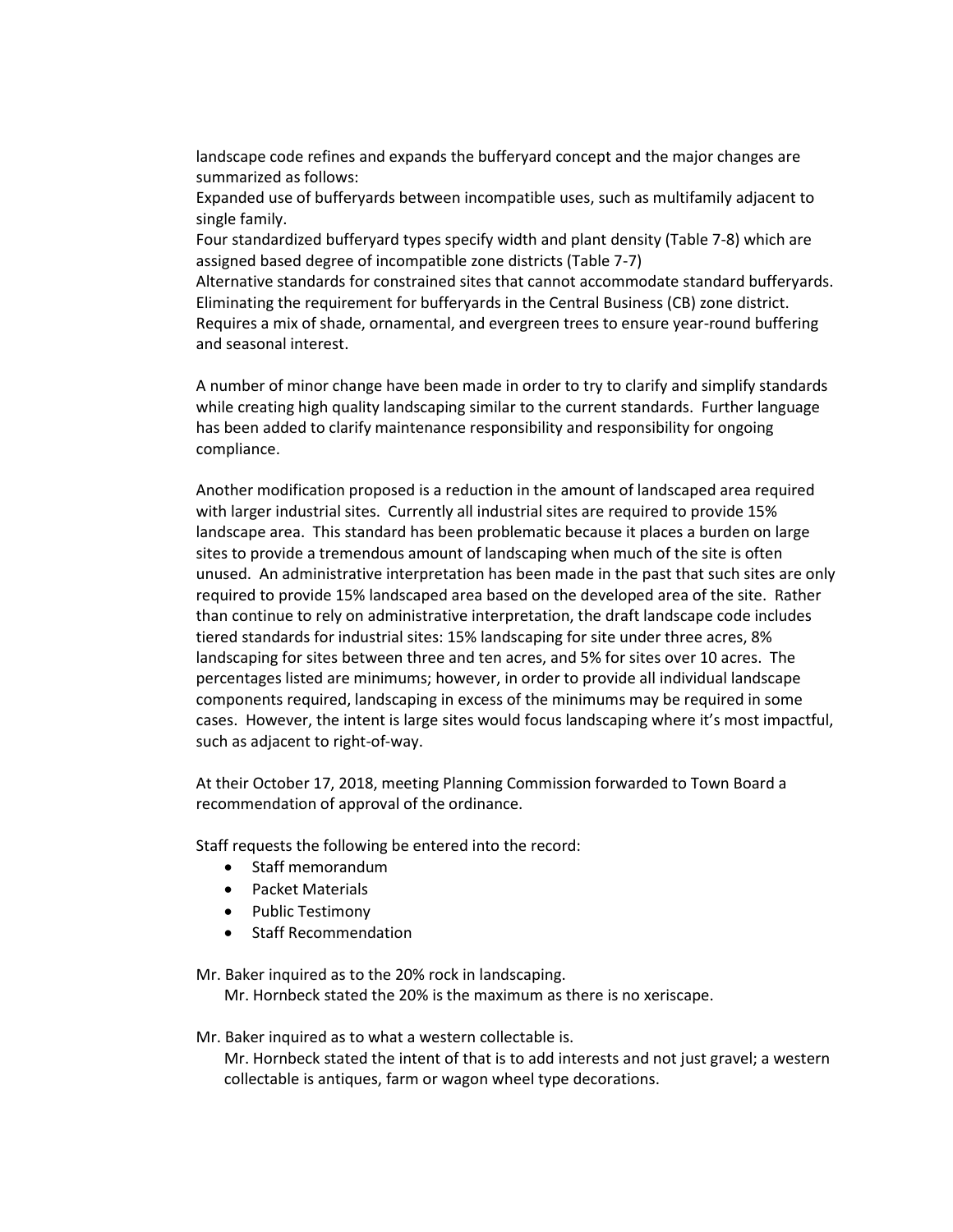landscape code refines and expands the bufferyard concept and the major changes are summarized as follows:

Expanded use of bufferyards between incompatible uses, such as multifamily adjacent to single family.

Four standardized bufferyard types specify width and plant density (Table 7-8) which are assigned based degree of incompatible zone districts (Table 7-7)

Alternative standards for constrained sites that cannot accommodate standard bufferyards.

Eliminating the requirement for bufferyards in the Central Business (CB) zone district.

Requires a mix of shade, ornamental, and evergreen trees to ensure year-round buffering and seasonal interest.

A number of minor change have been made in order to try to clarify and simplify standards while creating high quality landscaping similar to the current standards. Further language has been added to clarify maintenance responsibility and responsibility for ongoing compliance.

Another modification proposed is a reduction in the amount of landscaped area required with larger industrial sites. Currently all industrial sites are required to provide 15% landscape area. This standard has been problematic because it places a burden on large sites to provide a tremendous amount of landscaping when much of the site is often unused. An administrative interpretation has been made in the past that such sites are only required to provide 15% landscaped area based on the developed area of the site. Rather than continue to rely on administrative interpretation, the draft landscape code includes tiered standards for industrial sites: 15% landscaping for site under three acres, 8% landscaping for sites between three and ten acres, and 5% for sites over 10 acres. The percentages listed are minimums; however, in order to provide all individual landscape components required, landscaping in excess of the minimums may be required in some cases. However, the intent is large sites would focus landscaping where it's most impactful, such as adjacent to right-of-way.

At their October 17, 2018, meeting Planning Commission forwarded to Town Board a recommendation of approval of the ordinance.

Staff requests the following be entered into the record:

- Staff memorandum
- Packet Materials
- Public Testimony
- Staff Recommendation

Mr. Baker inquired as to the 20% rock in landscaping.

Mr. Hornbeck stated the 20% is the maximum as there is no xeriscape.

Mr. Baker inquired as to what a western collectable is.

Mr. Hornbeck stated the intent of that is to add interests and not just gravel; a western collectable is antiques, farm or wagon wheel type decorations.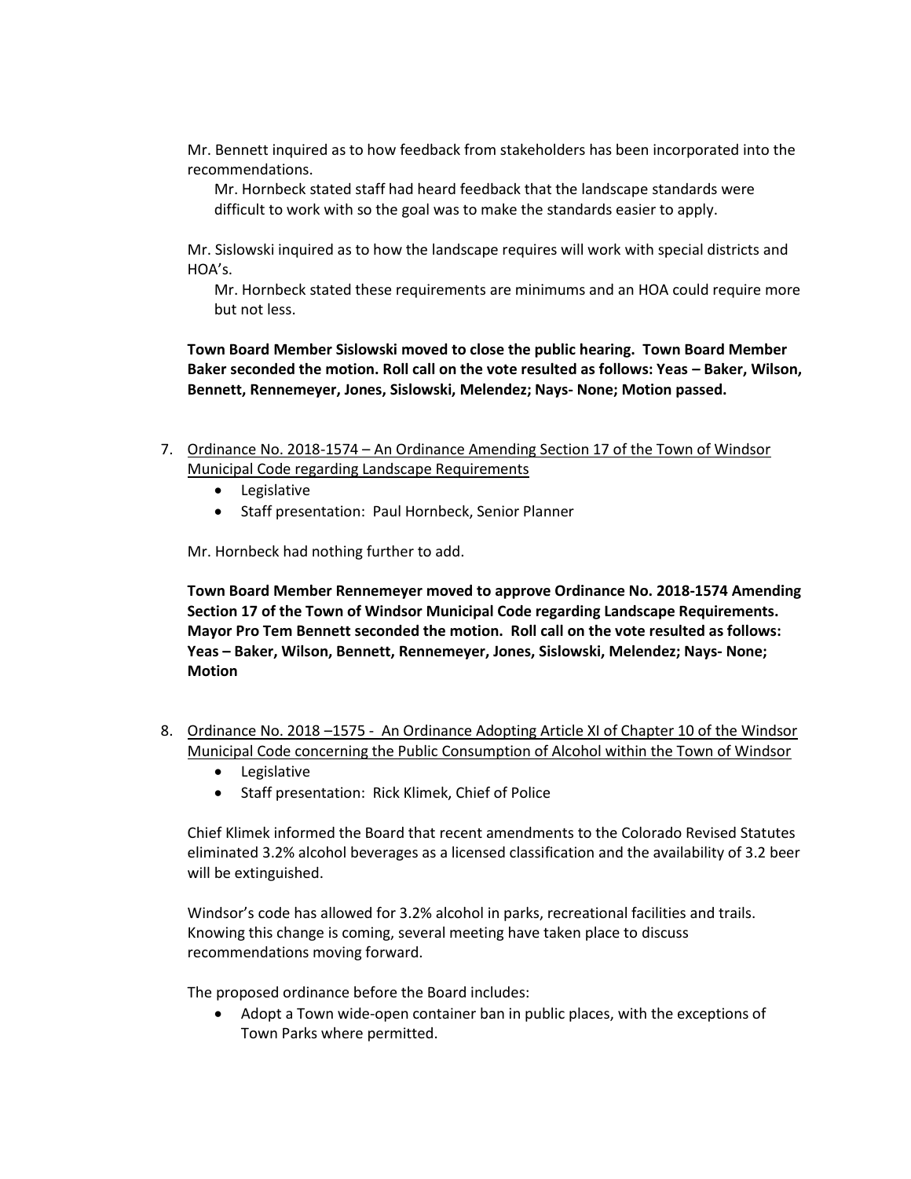Mr. Bennett inquired as to how feedback from stakeholders has been incorporated into the recommendations.

Mr. Hornbeck stated staff had heard feedback that the landscape standards were difficult to work with so the goal was to make the standards easier to apply.

Mr. Sislowski inquired as to how the landscape requires will work with special districts and HOA's.

Mr. Hornbeck stated these requirements are minimums and an HOA could require more but not less.

**Town Board Member Sislowski moved to close the public hearing. Town Board Member Baker seconded the motion. Roll call on the vote resulted as follows: Yeas – Baker, Wilson, Bennett, Rennemeyer, Jones, Sislowski, Melendez; Nays- None; Motion passed.**

7. Ordinance No. 2018-1574 – An Ordinance Amending Section 17 of the Town of Windsor Municipal Code regarding Landscape Requirements
   - Legislative
   - Staff presentation: Paul Hornbeck, Senior Planner

   Mr. Hornbeck had nothing further to add.

   **Town Board Member Rennemeyer moved to approve Ordinance No. 2018-1574 Amending Section 17 of the Town of Windsor Municipal Code regarding Landscape Requirements. Mayor Pro Tem Bennett seconded the motion. Roll call on the vote resulted as follows: Yeas – Baker, Wilson, Bennett, Rennemeyer, Jones, Sislowski, Melendez; Nays- None; Motion**

8. Ordinance No. 2018 –1575 - An Ordinance Adopting Article XI of Chapter 10 of the Windsor Municipal Code concerning the Public Consumption of Alcohol within the Town of Windsor
   - Legislative
   - Staff presentation: Rick Klimek, Chief of Police

   Chief Klimek informed the Board that recent amendments to the Colorado Revised Statutes eliminated 3.2% alcohol beverages as a licensed classification and the availability of 3.2 beer will be extinguished.

   Windsor's code has allowed for 3.2% alcohol in parks, recreational facilities and trails. Knowing this change is coming, several meeting have taken place to discuss recommendations moving forward.

   The proposed ordinance before the Board includes:
   - Adopt a Town wide-open container ban in public places, with the exceptions of Town Parks where permitted.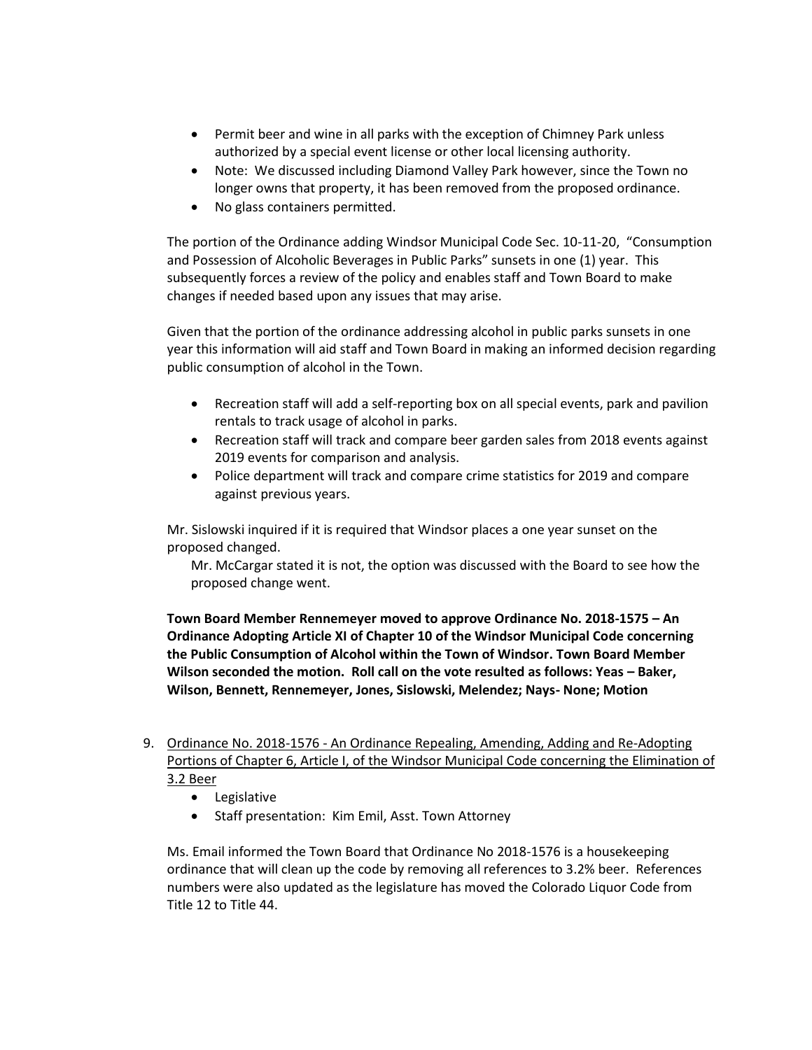- Permit beer and wine in all parks with the exception of Chimney Park unless authorized by a special event license or other local licensing authority.
- Note: We discussed including Diamond Valley Park however, since the Town no longer owns that property, it has been removed from the proposed ordinance.
- No glass containers permitted.

The portion of the Ordinance adding Windsor Municipal Code Sec. 10-11-20, "Consumption and Possession of Alcoholic Beverages in Public Parks" sunsets in one (1) year. This subsequently forces a review of the policy and enables staff and Town Board to make changes if needed based upon any issues that may arise.

Given that the portion of the ordinance addressing alcohol in public parks sunsets in one year this information will aid staff and Town Board in making an informed decision regarding public consumption of alcohol in the Town.

- Recreation staff will add a self-reporting box on all special events, park and pavilion rentals to track usage of alcohol in parks.
- Recreation staff will track and compare beer garden sales from 2018 events against 2019 events for comparison and analysis.
- Police department will track and compare crime statistics for 2019 and compare against previous years.

Mr. Sislowski inquired if it is required that Windsor places a one year sunset on the proposed changed.

Mr. McCargar stated it is not, the option was discussed with the Board to see how the proposed change went.

**Town Board Member Rennemeyer moved to approve Ordinance No. 2018-1575 – An Ordinance Adopting Article XI of Chapter 10 of the Windsor Municipal Code concerning the Public Consumption of Alcohol within the Town of Windsor. Town Board Member Wilson seconded the motion. Roll call on the vote resulted as follows: Yeas – Baker, Wilson, Bennett, Rennemeyer, Jones, Sislowski, Melendez; Nays- None; Motion**

9. Ordinance No. 2018-1576 - An Ordinance Repealing, Amending, Adding and Re-Adopting Portions of Chapter 6, Article I, of the Windsor Municipal Code concerning the Elimination of 3.2 Beer
   - Legislative
   - Staff presentation: Kim Emil, Asst. Town Attorney

   Ms. Email informed the Town Board that Ordinance No 2018-1576 is a housekeeping ordinance that will clean up the code by removing all references to 3.2% beer. References numbers were also updated as the legislature has moved the Colorado Liquor Code from Title 12 to Title 44.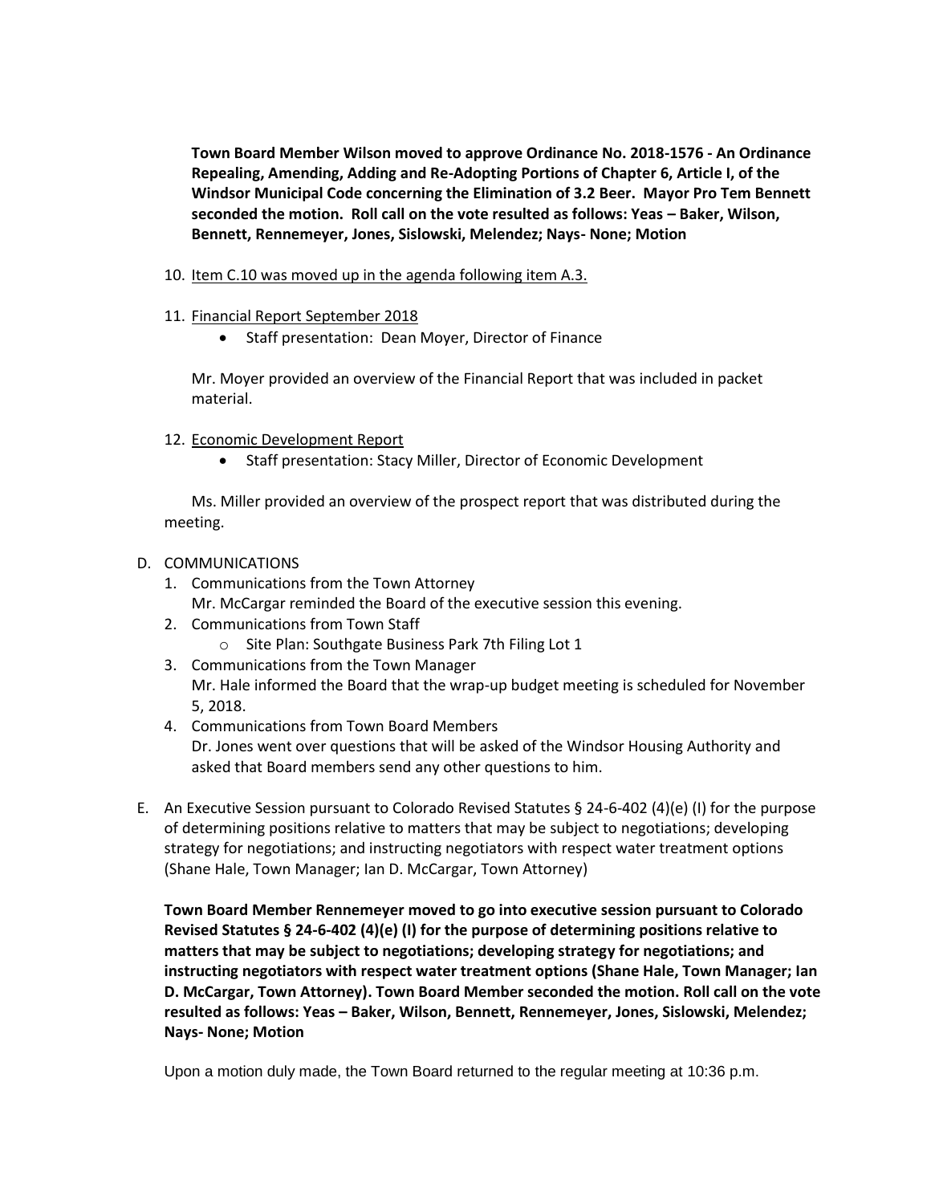**Town Board Member Wilson moved to approve Ordinance No. 2018-1576 - An Ordinance Repealing, Amending, Adding and Re-Adopting Portions of Chapter 6, Article I, of the Windsor Municipal Code concerning the Elimination of 3.2 Beer. Mayor Pro Tem Bennett seconded the motion. Roll call on the vote resulted as follows: Yeas – Baker, Wilson, Bennett, Rennemeyer, Jones, Sislowski, Melendez; Nays- None; Motion**

10. Item C.10 was moved up in the agenda following item A.3.

11. Financial Report September 2018
    - Staff presentation: Dean Moyer, Director of Finance

    Mr. Moyer provided an overview of the Financial Report that was included in packet material.

12. Economic Development Report
    - Staff presentation: Stacy Miller, Director of Economic Development

    Ms. Miller provided an overview of the prospect report that was distributed during the meeting.

D. COMMUNICATIONS
1. Communications from the Town Attorney
   Mr. McCargar reminded the Board of the executive session this evening.
2. Communications from Town Staff
   - Site Plan: Southgate Business Park 7th Filing Lot 1
3. Communications from the Town Manager
   Mr. Hale informed the Board that the wrap-up budget meeting is scheduled for November 5, 2018.
4. Communications from Town Board Members
   Dr. Jones went over questions that will be asked of the Windsor Housing Authority and asked that Board members send any other questions to him.

E. An Executive Session pursuant to Colorado Revised Statutes § 24-6-402 (4)(e) (I) for the purpose of determining positions relative to matters that may be subject to negotiations; developing strategy for negotiations; and instructing negotiators with respect water treatment options (Shane Hale, Town Manager; Ian D. McCargar, Town Attorney)

   **Town Board Member Rennemeyer moved to go into executive session pursuant to Colorado Revised Statutes § 24-6-402 (4)(e) (I) for the purpose of determining positions relative to matters that may be subject to negotiations; developing strategy for negotiations; and instructing negotiators with respect water treatment options (Shane Hale, Town Manager; Ian D. McCargar, Town Attorney). Town Board Member seconded the motion. Roll call on the vote resulted as follows: Yeas – Baker, Wilson, Bennett, Rennemeyer, Jones, Sislowski, Melendez; Nays- None; Motion**

   Upon a motion duly made, the Town Board returned to the regular meeting at 10:36 p.m.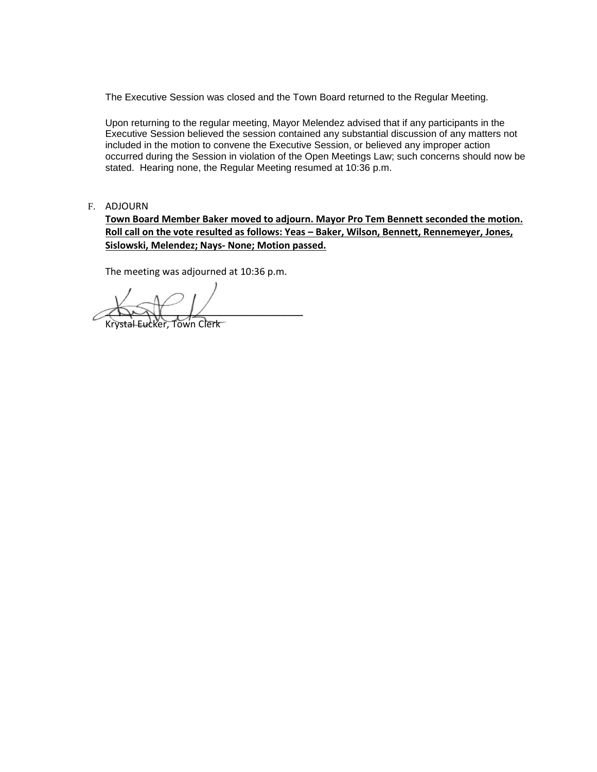The Executive Session was closed and the Town Board returned to the Regular Meeting.

Upon returning to the regular meeting, Mayor Melendez advised that if any participants in the Executive Session believed the session contained any substantial discussion of any matters not included in the motion to convene the Executive Session, or believed any improper action occurred during the Session in violation of the Open Meetings Law; such concerns should now be stated. Hearing none, the Regular Meeting resumed at 10:36 p.m.

F. ADJOURN

**Town Board Member Baker moved to adjourn. Mayor Pro Tem Bennett seconded the motion. Roll call on the vote resulted as follows: Yeas – Baker, Wilson, Bennett, Rennemeyer, Jones, Sislowski, Melendez; Nays- None; Motion passed.**

The meeting was adjourned at 10:36 p.m.

Krystal Eucker, Town Clerk